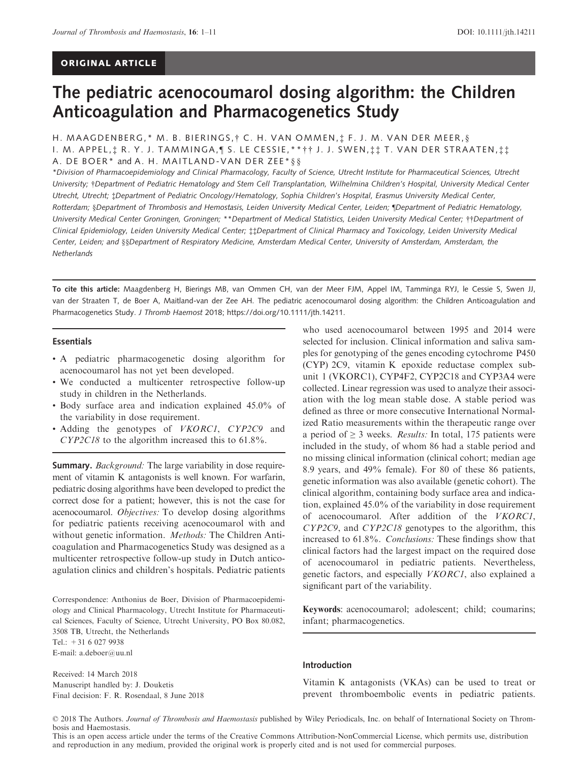ORIGINAL ARTICLE

# The pediatric acenocoumarol dosing algorithm: the Children Anticoagulation and Pharmacogenetics Study

H. MAAGDENBERG,* M. B. BIERINGS,† C. H. VAN OMMEN,‡ F. J. M. VAN DER MEER,§ I. M. APPEL,‡ R. Y. J. TAMMINGA,¶ S. LE CESSIE,**†† J. J. SWEN,‡‡ T. VAN DER STRAATEN,‡‡ A. DE BOER* and A. H. MAITLAND-VAN DER ZEE*§§

*Division of Pharmacoepidemiology and Clinical Pharmacology, Faculty of Science, Utrecht Institute for Pharmaceutical Sciences, Utrecht University; †Department of Pediatric Hematology and Stem Cell Transplantation, Wilhelmina Children's Hospital, University Medical Center Utrecht, Utrecht; ‡Department of Pediatric Oncology/Hematology, Sophia Children's Hospital, Erasmus University Medical Center, Rotterdam; §Department of Thrombosis and Hemostasis, Leiden University Medical Center, Leiden; ¶Department of Pediatric Hematology, University Medical Center Groningen, Groningen; **Department of Medical Statistics, Leiden University Medical Center; ††Department of Clinical Epidemiology, Leiden University Medical Center; ‡‡Department of Clinical Pharmacy and Toxicology, Leiden University Medical Center, Leiden; and §§Department of Respiratory Medicine, Amsterdam Medical Center, University of Amsterdam, Amsterdam, the Netherlands

**To cite this article:** Maagdenberg H, Bierings MB, van Ommen CH, van der Meer FJM, Appel IM, Tamminga RYJ, le Cessie S, Swen JJ, van der Straaten T, de Boer A, Maitland-van der Zee AH. The pediatric acenocoumarol dosing algorithm: the Children Anticoagulation and Pharmacogenetics Study. *J Thromb Haemost* 2018; https://doi.org/10.1111/jth.14211.

### Essentials

- A pediatric pharmacogenetic dosing algorithm for acenocoumarol has not yet been developed.
- We conducted a multicenter retrospective follow-up study in children in the Netherlands.
- Body surface area and indication explained 45.0% of the variability in dose requirement.
- Adding the genotypes of *VKORC1*, *CYP2C9* and *CYP2C18* to the algorithm increased this to 61.8%.

**Summary.** *Background:* The large variability in dose requirement of vitamin K antagonists is well known. For warfarin, pediatric dosing algorithms have been developed to predict the correct dose for a patient; however, this is not the case for acenocoumarol. *Objectives:* To develop dosing algorithms for pediatric patients receiving acenocoumarol with and without genetic information. *Methods:* The Children Anticoagulation and Pharmacogenetics Study was designed as a multicenter retrospective follow-up study in Dutch anticoagulation clinics and children's hospitals. Pediatric patients who used acenocoumarol between 1995 and 2014 were selected for inclusion. Clinical information and saliva samples for genotyping of the genes encoding cytochrome P450 (CYP) 2C9, vitamin K epoxide reductase complex subunit 1 (VKORC1), CYP4F2, CYP2C18 and CYP3A4 were collected. Linear regression was used to analyze their association with the log mean stable dose. A stable period was defined as three or more consecutive International Normalized Ratio measurements within the therapeutic range over a period of ≥ 3 weeks. *Results:* In total, 175 patients were included in the study, of whom 86 had a stable period and no missing clinical information (clinical cohort; median age 8.9 years, and 49% female). For 80 of these 86 patients, genetic information was also available (genetic cohort). The clinical algorithm, containing body surface area and indication, explained 45.0% of the variability in dose requirement of acenocoumarol. After addition of the *VKORC1*, *CYP2C9*, and *CYP2C18* genotypes to the algorithm, this increased to 61.8%. *Conclusions:* These findings show that clinical factors had the largest impact on the required dose of acenocoumarol in pediatric patients. Nevertheless, genetic factors, and especially *VKORC1*, also explained a significant part of the variability.

**Keywords**: acenocoumarol; adolescent; child; coumarins; infant; pharmacogenetics.

Correspondence: Anthonius de Boer, Division of Pharmacoepidemiology and Clinical Pharmacology, Utrecht Institute for Pharmaceutical Sciences, Faculty of Science, Utrecht University, PO Box 80.082, 3508 TB, Utrecht, the Netherlands
Tel.: +31 6 027 9938
E-mail: a.deboer@uu.nl

Received: 14 March 2018
Manuscript handled by: J. Douketis
Final decision: F. R. Rosendaal, 8 June 2018

## Introduction

Vitamin K antagonists (VKAs) can be used to treat or prevent thromboembolic events in pediatric patients.

© 2018 The Authors. *Journal of Thrombosis and Haemostasis* published by Wiley Periodicals, Inc. on behalf of International Society on Thrombosis and Haemostasis.
This is an open access article under the terms of the Creative Commons Attribution-NonCommercial License, which permits use, distribution and reproduction in any medium, provided the original work is properly cited and is not used for commercial purposes.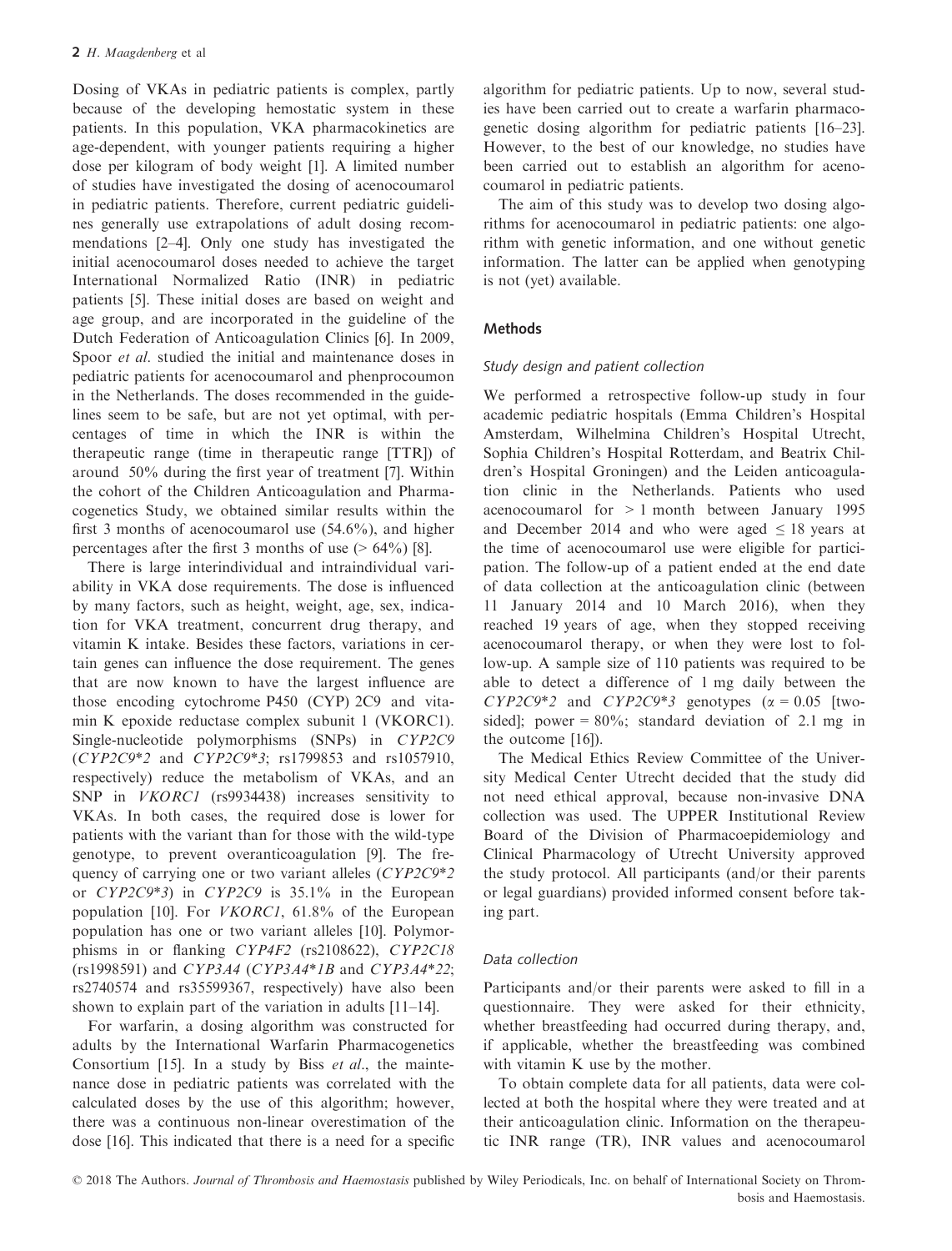Dosing of VKAs in pediatric patients is complex, partly because of the developing hemostatic system in these patients. In this population, VKA pharmacokinetics are age-dependent, with younger patients requiring a higher dose per kilogram of body weight [1]. A limited number of studies have investigated the dosing of acenocoumarol in pediatric patients. Therefore, current pediatric guidelines generally use extrapolations of adult dosing recommendations [2–4]. Only one study has investigated the initial acenocoumarol doses needed to achieve the target International Normalized Ratio (INR) in pediatric patients [5]. These initial doses are based on weight and age group, and are incorporated in the guideline of the Dutch Federation of Anticoagulation Clinics [6]. In 2009, Spoor *et al.* studied the initial and maintenance doses in pediatric patients for acenocoumarol and phenprocoumon in the Netherlands. The doses recommended in the guidelines seem to be safe, but are not yet optimal, with percentages of time in which the INR is within the therapeutic range (time in therapeutic range [TTR]) of around 50% during the first year of treatment [7]. Within the cohort of the Children Anticoagulation and Pharmacogenetics Study, we obtained similar results within the first 3 months of acenocoumarol use (54.6%), and higher percentages after the first 3 months of use (> 64%) [8].

There is large interindividual and intraindividual variability in VKA dose requirements. The dose is influenced by many factors, such as height, weight, age, sex, indication for VKA treatment, concurrent drug therapy, and vitamin K intake. Besides these factors, variations in certain genes can influence the dose requirement. The genes that are now known to have the largest influence are those encoding cytochrome P450 (CYP) 2C9 and vitamin K epoxide reductase complex subunit 1 (VKORC1). Single-nucleotide polymorphisms (SNPs) in *CYP2C9* (*CYP2C9*2* and *CYP2C9*3*; rs1799853 and rs1057910, respectively) reduce the metabolism of VKAs, and an SNP in *VKORC1* (rs9934438) increases sensitivity to VKAs. In both cases, the required dose is lower for patients with the variant than for those with the wild-type genotype, to prevent overanticoagulation [9]. The frequency of carrying one or two variant alleles (*CYP2C9*2* or *CYP2C9*3*) in *CYP2C9* is 35.1% in the European population [10]. For *VKORC1*, 61.8% of the European population has one or two variant alleles [10]. Polymorphisms in or flanking *CYP4F2* (rs2108622), *CYP2C18* (rs1998591) and *CYP3A4* (*CYP3A4*1B* and *CYP3A4*22*; rs2740574 and rs35599367, respectively) have also been shown to explain part of the variation in adults [11–14].

For warfarin, a dosing algorithm was constructed for adults by the International Warfarin Pharmacogenetics Consortium [15]. In a study by Biss *et al.*, the maintenance dose in pediatric patients was correlated with the calculated doses by the use of this algorithm; however, there was a continuous non-linear overestimation of the dose [16]. This indicated that there is a need for a specific algorithm for pediatric patients. Up to now, several studies have been carried out to create a warfarin pharmacogenetic dosing algorithm for pediatric patients [16–23]. However, to the best of our knowledge, no studies have been carried out to establish an algorithm for acenocoumarol in pediatric patients.

The aim of this study was to develop two dosing algorithms for acenocoumarol in pediatric patients: one algorithm with genetic information, and one without genetic information. The latter can be applied when genotyping is not (yet) available.

## Methods

### Study design and patient collection

We performed a retrospective follow-up study in four academic pediatric hospitals (Emma Children's Hospital Amsterdam, Wilhelmina Children's Hospital Utrecht, Sophia Children's Hospital Rotterdam, and Beatrix Children's Hospital Groningen) and the Leiden anticoagulation clinic in the Netherlands. Patients who used acenocoumarol for > 1 month between January 1995 and December 2014 and who were aged ≤ 18 years at the time of acenocoumarol use were eligible for participation. The follow-up of a patient ended at the end date of data collection at the anticoagulation clinic (between 11 January 2014 and 10 March 2016), when they reached 19 years of age, when they stopped receiving acenocoumarol therapy, or when they were lost to follow-up. A sample size of 110 patients was required to be able to detect a difference of 1 mg daily between the *CYP2C9*2* and *CYP2C9*3* genotypes ($\alpha = 0.05$ [two-sided]; power = 80%; standard deviation of 2.1 mg in the outcome [16]).

The Medical Ethics Review Committee of the University Medical Center Utrecht decided that the study did not need ethical approval, because non-invasive DNA collection was used. The UPPER Institutional Review Board of the Division of Pharmacoepidemiology and Clinical Pharmacology of Utrecht University approved the study protocol. All participants (and/or their parents or legal guardians) provided informed consent before taking part.

### Data collection

Participants and/or their parents were asked to fill in a questionnaire. They were asked for their ethnicity, whether breastfeeding had occurred during therapy, and, if applicable, whether the breastfeeding was combined with vitamin K use by the mother.

To obtain complete data for all patients, data were collected at both the hospital where they were treated and at their anticoagulation clinic. Information on the therapeutic INR range (TR), INR values and acenocoumarol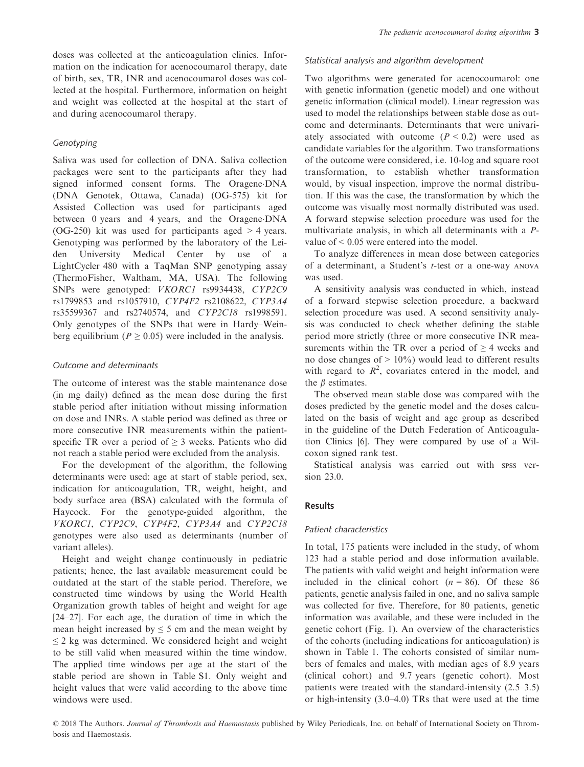doses was collected at the anticoagulation clinics. Information on the indication for acenocoumarol therapy, date of birth, sex, TR, INR and acenocoumarol doses was collected at the hospital. Furthermore, information on height and weight was collected at the hospital at the start of and during acenocoumarol therapy.

### Genotyping

Saliva was used for collection of DNA. Saliva collection packages were sent to the participants after they had signed informed consent forms. The Oragene·DNA (DNA Genotek, Ottawa, Canada) (OG-575) kit for Assisted Collection was used for participants aged between 0 years and 4 years, and the Oragene·DNA (OG-250) kit was used for participants aged > 4 years. Genotyping was performed by the laboratory of the Leiden University Medical Center by use of a LightCycler 480 with a TaqMan SNP genotyping assay (ThermoFisher, Waltham, MA, USA). The following SNPs were genotyped: *VKORC1* rs9934438, *CYP2C9* rs1799853 and rs1057910, *CYP4F2* rs2108622, *CYP3A4* rs35599367 and rs2740574, and *CYP2C18* rs1998591. Only genotypes of the SNPs that were in Hardy–Weinberg equilibrium ($P \geq 0.05$) were included in the analysis.

### Outcome and determinants

The outcome of interest was the stable maintenance dose (in mg daily) defined as the mean dose during the first stable period after initiation without missing information on dose and INRs. A stable period was defined as three or more consecutive INR measurements within the patient-specific TR over a period of ≥ 3 weeks. Patients who did not reach a stable period were excluded from the analysis.

For the development of the algorithm, the following determinants were used: age at start of stable period, sex, indication for anticoagulation, TR, weight, height, and body surface area (BSA) calculated with the formula of Haycock. For the genotype-guided algorithm, the *VKORC1*, *CYP2C9*, *CYP4F2*, *CYP3A4* and *CYP2C18* genotypes were also used as determinants (number of variant alleles).

Height and weight change continuously in pediatric patients; hence, the last available measurement could be outdated at the start of the stable period. Therefore, we constructed time windows by using the World Health Organization growth tables of height and weight for age [24–27]. For each age, the duration of time in which the mean height increased by ≤ 5 cm and the mean weight by ≤ 2 kg was determined. We considered height and weight to be still valid when measured within the time window. The applied time windows per age at the start of the stable period are shown in Table S1. Only weight and height values that were valid according to the above time windows were used.

### Statistical analysis and algorithm development

Two algorithms were generated for acenocoumarol: one with genetic information (genetic model) and one without genetic information (clinical model). Linear regression was used to model the relationships between stable dose as outcome and determinants. Determinants that were univariately associated with outcome ($P < 0.2$) were used as candidate variables for the algorithm. Two transformations of the outcome were considered, i.e. 10-log and square root transformation, to establish whether transformation would, by visual inspection, improve the normal distribution. If this was the case, the transformation by which the outcome was visually most normally distributed was used. A forward stepwise selection procedure was used for the multivariate analysis, in which all determinants with a *P*-value of < 0.05 were entered into the model.

To analyze differences in mean dose between categories of a determinant, a Student's *t*-test or a one-way ANOVA was used.

A sensitivity analysis was conducted in which, instead of a forward stepwise selection procedure, a backward selection procedure was used. A second sensitivity analysis was conducted to check whether defining the stable period more strictly (three or more consecutive INR measurements within the TR over a period of ≥ 4 weeks and no dose changes of > 10%) would lead to different results with regard to $R^2$, covariates entered in the model, and the $\beta$ estimates.

The observed mean stable dose was compared with the doses predicted by the genetic model and the doses calculated on the basis of weight and age group as described in the guideline of the Dutch Federation of Anticoagulation Clinics [6]. They were compared by use of a Wilcoxon signed rank test.

Statistical analysis was carried out with SPSS version 23.0.

## Results

### Patient characteristics

In total, 175 patients were included in the study, of whom 123 had a stable period and dose information available. The patients with valid weight and height information were included in the clinical cohort ($n = 86$). Of these 86 patients, genetic analysis failed in one, and no saliva sample was collected for five. Therefore, for 80 patients, genetic information was available, and these were included in the genetic cohort (Fig. 1). An overview of the characteristics of the cohorts (including indications for anticoagulation) is shown in Table 1. The cohorts consisted of similar numbers of females and males, with median ages of 8.9 years (clinical cohort) and 9.7 years (genetic cohort). Most patients were treated with the standard-intensity (2.5–3.5) or high-intensity (3.0–4.0) TRs that were used at the time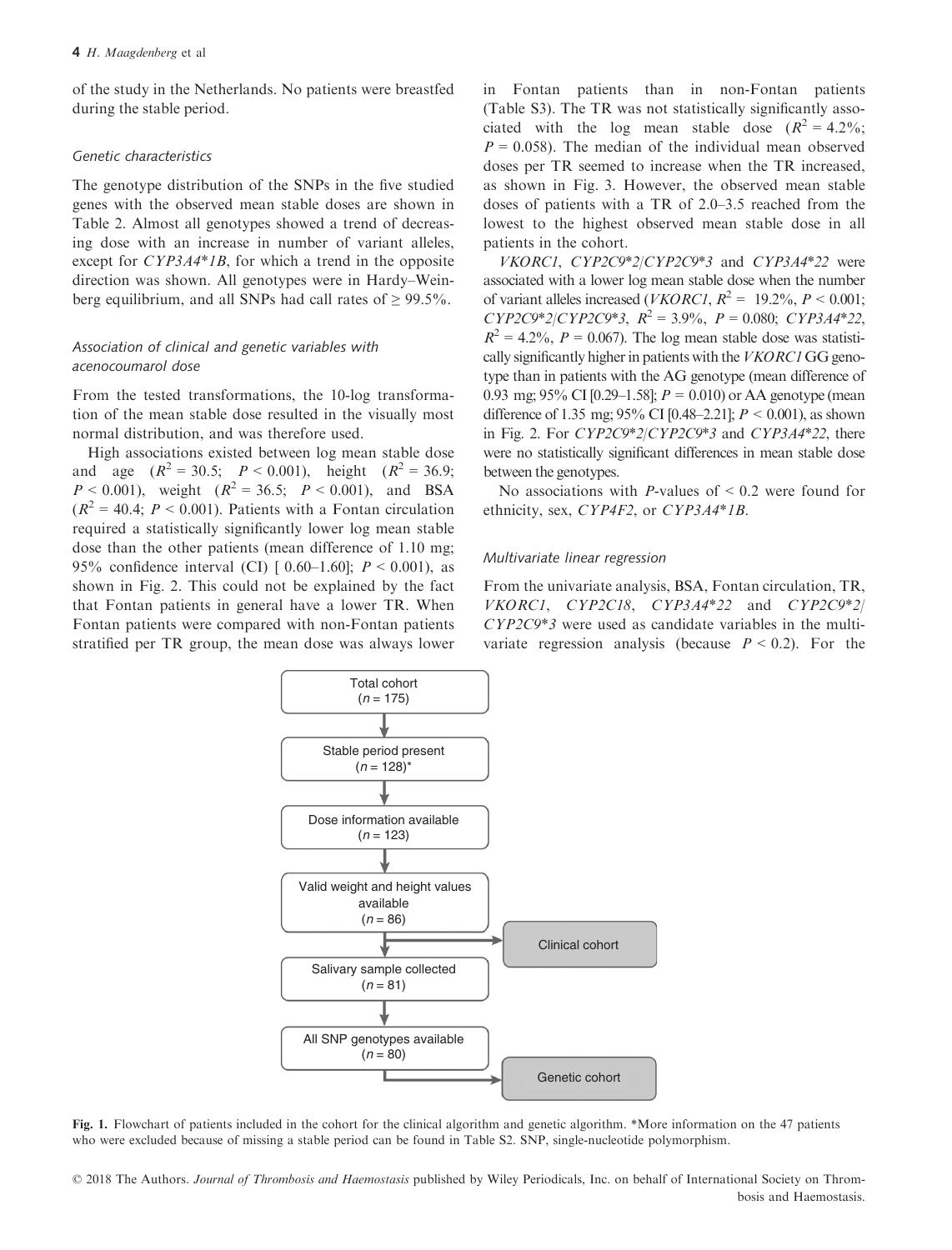of the study in the Netherlands. No patients were breastfed during the stable period.

### Genetic characteristics

The genotype distribution of the SNPs in the five studied genes with the observed mean stable doses are shown in Table 2. Almost all genotypes showed a trend of decreasing dose with an increase in number of variant alleles, except for *CYP3A4*1B*, for which a trend in the opposite direction was shown. All genotypes were in Hardy–Weinberg equilibrium, and all SNPs had call rates of ≥ 99.5%.

### Association of clinical and genetic variables with acenocoumarol dose

From the tested transformations, the 10-log transformation of the mean stable dose resulted in the visually most normal distribution, and was therefore used.

High associations existed between log mean stable dose and age ($R^2 = 30.5$; $P < 0.001$), height ($R^2 = 36.9$; $P < 0.001$), weight ($R^2 = 36.5$; $P < 0.001$), and BSA ($R^2 = 40.4$; $P < 0.001$). Patients with a Fontan circulation required a statistically significantly lower log mean stable dose than the other patients (mean difference of 1.10 mg; 95% confidence interval (CI) [ 0.60–1.60]; $P < 0.001$), as shown in Fig. 2. This could not be explained by the fact that Fontan patients in general have a lower TR. When Fontan patients were compared with non-Fontan patients stratified per TR group, the mean dose was always lower in Fontan patients than in non-Fontan patients (Table S3). The TR was not statistically significantly associated with the log mean stable dose ($R^2 = 4.2\%$; $P = 0.058$). The median of the individual mean observed doses per TR seemed to increase when the TR increased, as shown in Fig. 3. However, the observed mean stable doses of patients with a TR of 2.0–3.5 reached from the lowest to the highest observed mean stable dose in all patients in the cohort.

*VKORC1*, *CYP2C9*2*/*CYP2C9*3* and *CYP3A4*22* were associated with a lower log mean stable dose when the number of variant alleles increased (*VKORC1*, $R^2 = 19.2\%$, $P < 0.001$; *CYP2C9*2*/*CYP2C9*3*, $R^2 = 3.9\%$, $P = 0.080$; *CYP3A4*22*, $R^2 = 4.2\%$, $P = 0.067$). The log mean stable dose was statistically significantly higher in patients with the *VKORC1* GG genotype than in patients with the AG genotype (mean difference of 0.93 mg; 95% CI [0.29–1.58]; $P = 0.010$) or AA genotype (mean difference of 1.35 mg; 95% CI [0.48–2.21]; $P < 0.001$), as shown in Fig. 2. For *CYP2C9*2*/*CYP2C9*3* and *CYP3A4*22*, there were no statistically significant differences in mean stable dose between the genotypes.

No associations with *P*-values of < 0.2 were found for ethnicity, sex, *CYP4F2*, or *CYP3A4*1B*.

### Multivariate linear regression

From the univariate analysis, BSA, Fontan circulation, TR, *VKORC1*, *CYP2C18*, *CYP3A4*22* and *CYP2C9*2*/*CYP2C9*3* were used as candidate variables in the multivariate regression analysis (because $P < 0.2$). For the

Total cohort (n = 175) → Stable period present (n = 128)* → Dose information available (n = 123) → Valid weight and height values available (n = 86) → Clinical cohort → Salivary sample collected (n = 81) → All SNP genotypes available (n = 80) → Genetic cohort

**Fig. 1.** Flowchart of patients included in the cohort for the clinical algorithm and genetic algorithm. *More information on the 47 patients who were excluded because of missing a stable period can be found in Table S2. SNP, single-nucleotide polymorphism.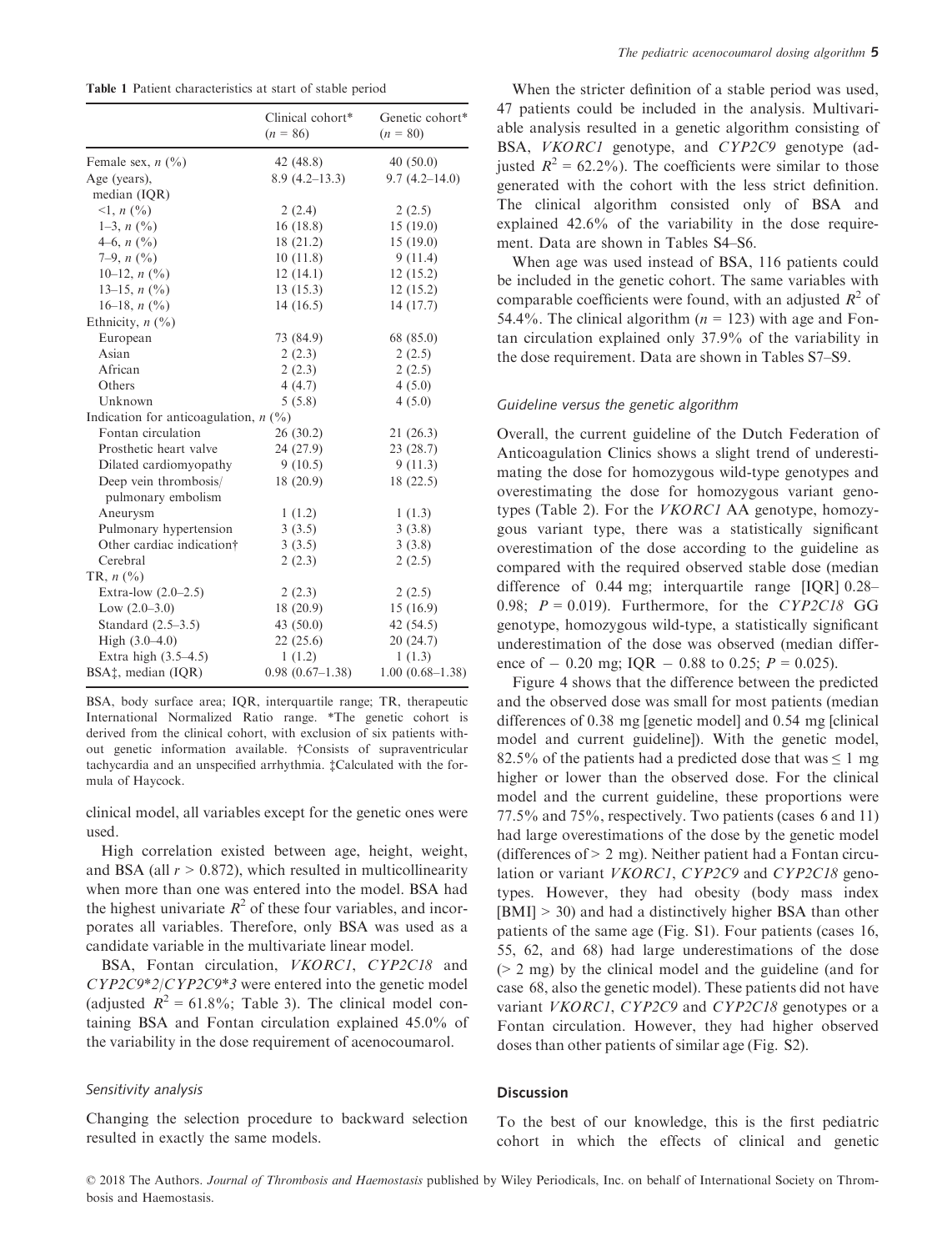Table 1 Patient characteristics at start of stable period

| | Clinical cohort* (n = 86) | Genetic cohort* (n = 80) |
|---|---|---|
| Female sex, n (%) | 42 (48.8) | 40 (50.0) |
| Age (years), median (IQR) | 8.9 (4.2–13.3) | 9.7 (4.2–14.0) |
| <1, n (%) | 2 (2.4) | 2 (2.5) |
| 1–3, n (%) | 16 (18.8) | 15 (19.0) |
| 4–6, n (%) | 18 (21.2) | 15 (19.0) |
| 7–9, n (%) | 10 (11.8) | 9 (11.4) |
| 10–12, n (%) | 12 (14.1) | 12 (15.2) |
| 13–15, n (%) | 13 (15.3) | 12 (15.2) |
| 16–18, n (%) | 14 (16.5) | 14 (17.7) |
| Ethnicity, n (%) | | |
| European | 73 (84.9) | 68 (85.0) |
| Asian | 2 (2.3) | 2 (2.5) |
| African | 2 (2.3) | 2 (2.5) |
| Others | 4 (4.7) | 4 (5.0) |
| Unknown | 5 (5.8) | 4 (5.0) |
| Indication for anticoagulation, n (%) | | |
| Fontan circulation | 26 (30.2) | 21 (26.3) |
| Prosthetic heart valve | 24 (27.9) | 23 (28.7) |
| Dilated cardiomyopathy | 9 (10.5) | 9 (11.3) |
| Deep vein thrombosis/ pulmonary embolism | 18 (20.9) | 18 (22.5) |
| Aneurysm | 1 (1.2) | 1 (1.3) |
| Pulmonary hypertension | 3 (3.5) | 3 (3.8) |
| Other cardiac indication† | 3 (3.5) | 3 (3.8) |
| Cerebral | 2 (2.3) | 2 (2.5) |
| TR, n (%) | | |
| Extra-low (2.0–2.5) | 2 (2.3) | 2 (2.5) |
| Low (2.0–3.0) | 18 (20.9) | 15 (16.9) |
| Standard (2.5–3.5) | 43 (50.0) | 42 (54.5) |
| High (3.0–4.0) | 22 (25.6) | 20 (24.7) |
| Extra high (3.5–4.5) | 1 (1.2) | 1 (1.3) |
| BSA‡, median (IQR) | 0.98 (0.67–1.38) | 1.00 (0.68–1.38) |

BSA, body surface area; IQR, interquartile range; TR, therapeutic International Normalized Ratio range. *The genetic cohort is derived from the clinical cohort, with exclusion of six patients without genetic information available. †Consists of supraventricular tachycardia and an unspecified arrhythmia. ‡Calculated with the formula of Haycock.

clinical model, all variables except for the genetic ones were used.

High correlation existed between age, height, weight, and BSA (all $r > 0.872$), which resulted in multicollinearity when more than one was entered into the model. BSA had the highest univariate $R^2$ of these four variables, and incorporates all variables. Therefore, only BSA was used as a candidate variable in the multivariate linear model.

BSA, Fontan circulation, *VKORC1*, *CYP2C18* and *CYP2C9\*2*/*CYP2C9\*3* were entered into the genetic model (adjusted $R^2 = 61.8\%$; Table 3). The clinical model containing BSA and Fontan circulation explained 45.0% of the variability in the dose requirement of acenocoumarol.

### Sensitivity analysis

Changing the selection procedure to backward selection resulted in exactly the same models.

When the stricter definition of a stable period was used, 47 patients could be included in the analysis. Multivariable analysis resulted in a genetic algorithm consisting of BSA, *VKORC1* genotype, and *CYP2C9* genotype (adjusted $R^2 = 62.2\%$). The coefficients were similar to those generated with the cohort with the less strict definition. The clinical algorithm consisted only of BSA and explained 42.6% of the variability in the dose requirement. Data are shown in Tables S4–S6.

When age was used instead of BSA, 116 patients could be included in the genetic cohort. The same variables with comparable coefficients were found, with an adjusted $R^2$ of 54.4%. The clinical algorithm ($n = 123$) with age and Fontan circulation explained only 37.9% of the variability in the dose requirement. Data are shown in Tables S7–S9.

### Guideline versus the genetic algorithm

Overall, the current guideline of the Dutch Federation of Anticoagulation Clinics shows a slight trend of underestimating the dose for homozygous wild-type genotypes and overestimating the dose for homozygous variant genotypes (Table 2). For the *VKORC1* AA genotype, homozygous variant type, there was a statistically significant overestimation of the dose according to the guideline as compared with the required observed stable dose (median difference of 0.44 mg; interquartile range [IQR] 0.28–0.98; $P = 0.019$). Furthermore, for the *CYP2C18* GG genotype, homozygous wild-type, a statistically significant underestimation of the dose was observed (median difference of − 0.20 mg; IQR − 0.88 to 0.25; $P = 0.025$).

Figure 4 shows that the difference between the predicted and the observed dose was small for most patients (median differences of 0.38 mg [genetic model] and 0.54 mg [clinical model and current guideline]). With the genetic model, 82.5% of the patients had a predicted dose that was ≤ 1 mg higher or lower than the observed dose. For the clinical model and the current guideline, these proportions were 77.5% and 75%, respectively. Two patients (cases 6 and 11) had large overestimations of the dose by the genetic model (differences of > 2 mg). Neither patient had a Fontan circulation or variant *VKORC1*, *CYP2C9* and *CYP2C18* genotypes. However, they had obesity (body mass index [BMI] > 30) and had a distinctively higher BSA than other patients of the same age (Fig. S1). Four patients (cases 16, 55, 62, and 68) had large underestimations of the dose (> 2 mg) by the clinical model and the guideline (and for case 68, also the genetic model). These patients did not have variant *VKORC1*, *CYP2C9* and *CYP2C18* genotypes or a Fontan circulation. However, they had higher observed doses than other patients of similar age (Fig. S2).

## Discussion

To the best of our knowledge, this is the first pediatric cohort in which the effects of clinical and genetic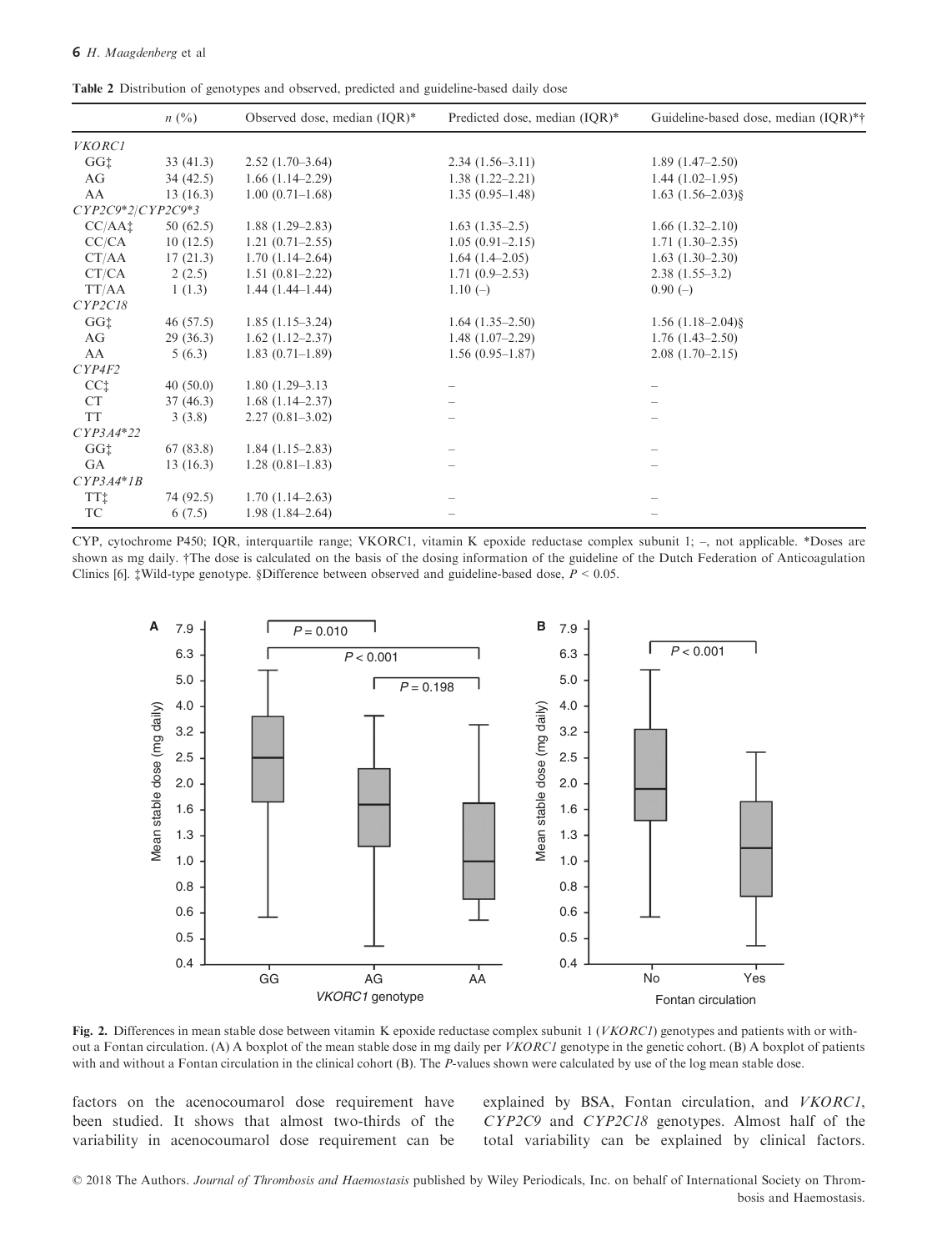Table 2 Distribution of genotypes and observed, predicted and guideline-based daily dose

| | n (%) | Observed dose, median (IQR)* | Predicted dose, median (IQR)* | Guideline-based dose, median (IQR)*† |
|---|---|---|---|---|
| *VKORC1* | | | | |
| GG‡ | 33 (41.3) | 2.52 (1.70–3.64) | 2.34 (1.56–3.11) | 1.89 (1.47–2.50) |
| AG | 34 (42.5) | 1.66 (1.14–2.29) | 1.38 (1.22–2.21) | 1.44 (1.02–1.95) |
| AA | 13 (16.3) | 1.00 (0.71–1.68) | 1.35 (0.95–1.48) | 1.63 (1.56–2.03)§ |
| *CYP2C9\*2/CYP2C9\*3* | | | | |
| CC/AA‡ | 50 (62.5) | 1.88 (1.29–2.83) | 1.63 (1.35–2.5) | 1.66 (1.32–2.10) |
| CC/CA | 10 (12.5) | 1.21 (0.71–2.55) | 1.05 (0.91–2.15) | 1.71 (1.30–2.35) |
| CT/AA | 17 (21.3) | 1.70 (1.14–2.64) | 1.64 (1.4–2.05) | 1.63 (1.30–2.30) |
| CT/CA | 2 (2.5) | 1.51 (0.81–2.22) | 1.71 (0.9–2.53) | 2.38 (1.55–3.2) |
| TT/AA | 1 (1.3) | 1.44 (1.44–1.44) | 1.10 (–) | 0.90 (–) |
| *CYP2C18* | | | | |
| GG‡ | 46 (57.5) | 1.85 (1.15–3.24) | 1.64 (1.35–2.50) | 1.56 (1.18–2.04)§ |
| AG | 29 (36.3) | 1.62 (1.12–2.37) | 1.48 (1.07–2.29) | 1.76 (1.43–2.50) |
| AA | 5 (6.3) | 1.83 (0.71–1.89) | 1.56 (0.95–1.87) | 2.08 (1.70–2.15) |
| *CYP4F2* | | | | |
| CC‡ | 40 (50.0) | 1.80 (1.29–3.13 | – | – |
| CT | 37 (46.3) | 1.68 (1.14–2.37) | – | – |
| TT | 3 (3.8) | 2.27 (0.81–3.02) | – | – |
| *CYP3A4\*22* | | | | |
| GG‡ | 67 (83.8) | 1.84 (1.15–2.83) | – | – |
| GA | 13 (16.3) | 1.28 (0.81–1.83) | – | – |
| *CYP3A4\*1B* | | | | |
| TT‡ | 74 (92.5) | 1.70 (1.14–2.63) | – | – |
| TC | 6 (7.5) | 1.98 (1.84–2.64) | – | – |

CYP, cytochrome P450; IQR, interquartile range; VKORC1, vitamin K epoxide reductase complex subunit 1; –, not applicable. *Doses are shown as mg daily. †The dose is calculated on the basis of the dosing information of the guideline of the Dutch Federation of Anticoagulation Clinics [6]. ‡Wild-type genotype. §Difference between observed and guideline-based dose, $P < 0.05$.

Fig. 2. Differences in mean stable dose between vitamin K epoxide reductase complex subunit 1 (*VKORC1*) genotypes and patients with or without a Fontan circulation. (A) A boxplot of the mean stable dose in mg daily per *VKORC1* genotype in the genetic cohort. (B) A boxplot of patients with and without a Fontan circulation in the clinical cohort (B). The *P*-values shown were calculated by use of the log mean stable dose.

factors on the acenocoumarol dose requirement have been studied. It shows that almost two-thirds of the variability in acenocoumarol dose requirement can be explained by BSA, Fontan circulation, and *VKORC1*, *CYP2C9* and *CYP2C18* genotypes. Almost half of the total variability can be explained by clinical factors.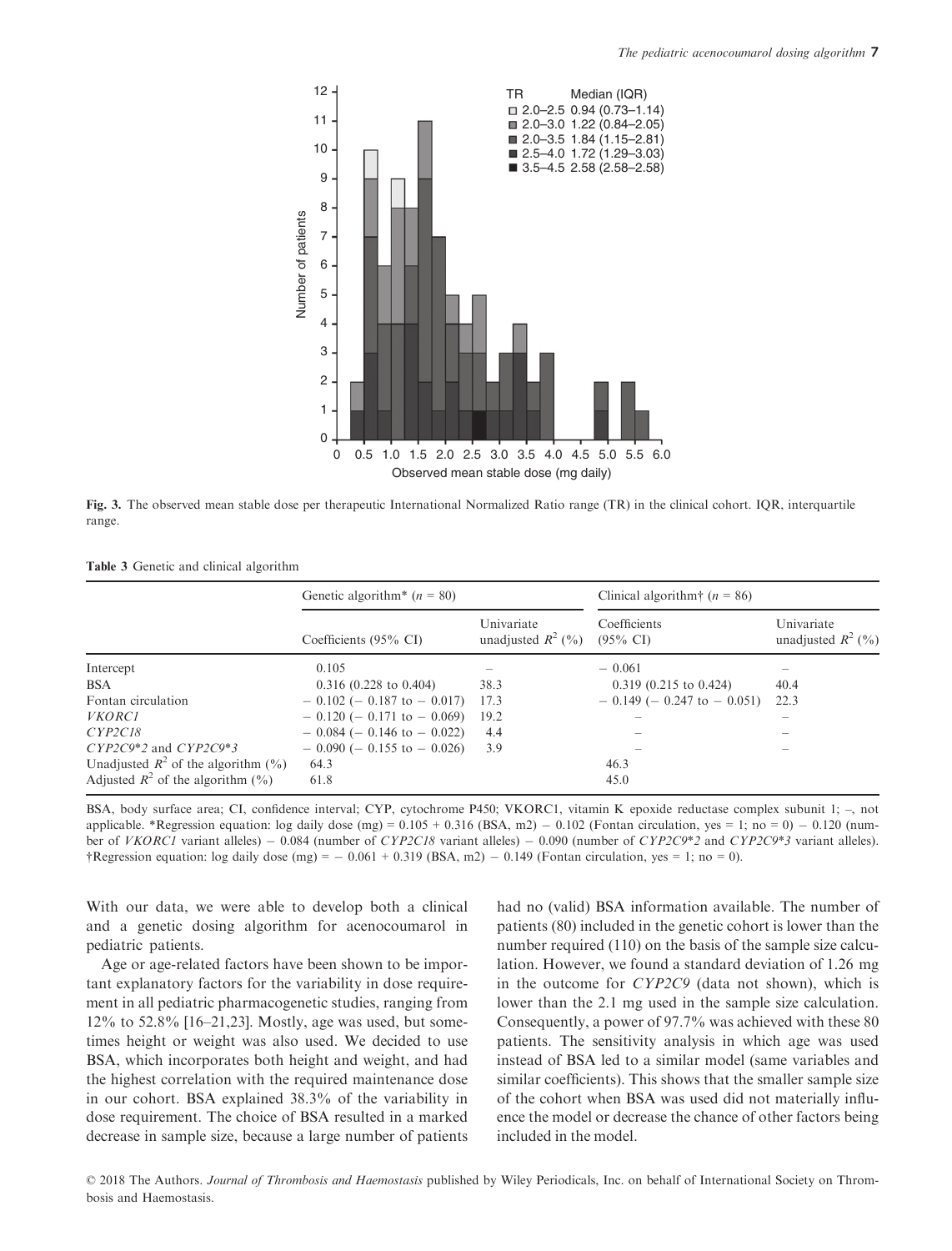Fig. 3. The observed mean stable dose per therapeutic International Normalized Ratio range (TR) in the clinical cohort. IQR, interquartile range.

Table 3 Genetic and clinical algorithm

| | Genetic algorithm* ($n$ = 80) | | Clinical algorithm† ($n$ = 86) | |
|---|---|---|---|---|
| | Coefficients (95% CI) | Univariate unadjusted $R^2$ (%) | Coefficients (95% CI) | Univariate unadjusted $R^2$ (%) |
| Intercept | 0.105 | – | − 0.061 | – |
| BSA | 0.316 (0.228 to 0.404) | 38.3 | 0.319 (0.215 to 0.424) | 40.4 |
| Fontan circulation | − 0.102 (− 0.187 to − 0.017) | 17.3 | − 0.149 (− 0.247 to − 0.051) | 22.3 |
| *VKORC1* | − 0.120 (− 0.171 to − 0.069) | 19.2 | – | – |
| *CYP2C18* | − 0.084 (− 0.146 to − 0.022) | 4.4 | – | – |
| *CYP2C9\*2* and *CYP2C9\*3* | − 0.090 (− 0.155 to − 0.026) | 3.9 | – | – |
| Unadjusted $R^2$ of the algorithm (%) | 64.3 | | 46.3 | |
| Adjusted $R^2$ of the algorithm (%) | 61.8 | | 45.0 | |

BSA, body surface area; CI, confidence interval; CYP, cytochrome P450; VKORC1, vitamin K epoxide reductase complex subunit 1; –, not applicable. *Regression equation: log daily dose (mg) = 0.105 + 0.316 (BSA, m2) − 0.102 (Fontan circulation, yes = 1; no = 0) − 0.120 (number of *VKORC1* variant alleles) − 0.084 (number of *CYP2C18* variant alleles) − 0.090 (number of *CYP2C9*2* and *CYP2C9*3* variant alleles). †Regression equation: log daily dose (mg) = − 0.061 + 0.319 (BSA, m2) − 0.149 (Fontan circulation, yes = 1; no = 0).

With our data, we were able to develop both a clinical and a genetic dosing algorithm for acenocoumarol in pediatric patients.

Age or age-related factors have been shown to be important explanatory factors for the variability in dose requirement in all pediatric pharmacogenetic studies, ranging from 12% to 52.8% [16–21,23]. Mostly, age was used, but sometimes height or weight was also used. We decided to use BSA, which incorporates both height and weight, and had the highest correlation with the required maintenance dose in our cohort. BSA explained 38.3% of the variability in dose requirement. The choice of BSA resulted in a marked decrease in sample size, because a large number of patients had no (valid) BSA information available. The number of patients (80) included in the genetic cohort is lower than the number required (110) on the basis of the sample size calculation. However, we found a standard deviation of 1.26 mg in the outcome for *CYP2C9* (data not shown), which is lower than the 2.1 mg used in the sample size calculation. Consequently, a power of 97.7% was achieved with these 80 patients. The sensitivity analysis in which age was used instead of BSA led to a similar model (same variables and similar coefficients). This shows that the smaller sample size of the cohort when BSA was used did not materially influence the model or decrease the chance of other factors being included in the model.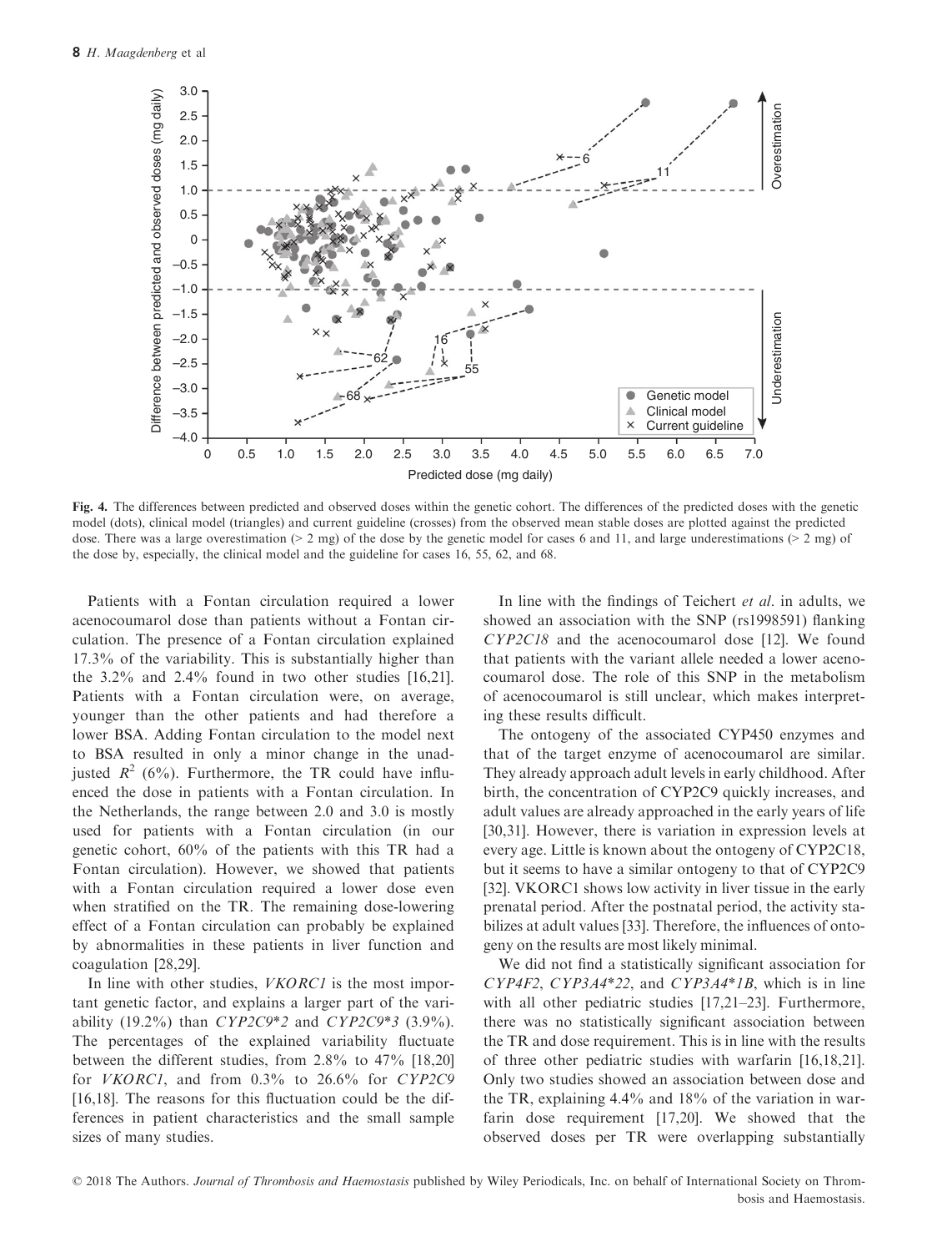**Fig. 4.** The differences between predicted and observed doses within the genetic cohort. The differences of the predicted doses with the genetic model (dots), clinical model (triangles) and current guideline (crosses) from the observed mean stable doses are plotted against the predicted dose. There was a large overestimation (> 2 mg) of the dose by the genetic model for cases 6 and 11, and large underestimations (> 2 mg) of the dose by, especially, the clinical model and the guideline for cases 16, 55, 62, and 68.

Patients with a Fontan circulation required a lower acenocoumarol dose than patients without a Fontan circulation. The presence of a Fontan circulation explained 17.3% of the variability. This is substantially higher than the 3.2% and 2.4% found in two other studies [16,21]. Patients with a Fontan circulation were, on average, younger than the other patients and had therefore a lower BSA. Adding Fontan circulation to the model next to BSA resulted in only a minor change in the unadjusted $R^2$ (6%). Furthermore, the TR could have influenced the dose in patients with a Fontan circulation. In the Netherlands, the range between 2.0 and 3.0 is mostly used for patients with a Fontan circulation (in our genetic cohort, 60% of the patients with this TR had a Fontan circulation). However, we showed that patients with a Fontan circulation required a lower dose even when stratified on the TR. The remaining dose-lowering effect of a Fontan circulation can probably be explained by abnormalities in these patients in liver function and coagulation [28,29].

In line with other studies, *VKORC1* is the most important genetic factor, and explains a larger part of the variability (19.2%) than *CYP2C9\*2* and *CYP2C9\*3* (3.9%). The percentages of the explained variability fluctuate between the different studies, from 2.8% to 47% [18,20] for *VKORC1*, and from 0.3% to 26.6% for *CYP2C9* [16,18]. The reasons for this fluctuation could be the differences in patient characteristics and the small sample sizes of many studies.

In line with the findings of Teichert *et al.* in adults, we showed an association with the SNP (rs1998591) flanking *CYP2C18* and the acenocoumarol dose [12]. We found that patients with the variant allele needed a lower acenocoumarol dose. The role of this SNP in the metabolism of acenocoumarol is still unclear, which makes interpreting these results difficult.

The ontogeny of the associated CYP450 enzymes and that of the target enzyme of acenocoumarol are similar. They already approach adult levels in early childhood. After birth, the concentration of CYP2C9 quickly increases, and adult values are already approached in the early years of life [30,31]. However, there is variation in expression levels at every age. Little is known about the ontogeny of CYP2C18, but it seems to have a similar ontogeny to that of CYP2C9 [32]. VKORC1 shows low activity in liver tissue in the early prenatal period. After the postnatal period, the activity stabilizes at adult values [33]. Therefore, the influences of ontogeny on the results are most likely minimal.

We did not find a statistically significant association for *CYP4F2*, *CYP3A4\*22*, and *CYP3A4\*1B*, which is in line with all other pediatric studies [17,21–23]. Furthermore, there was no statistically significant association between the TR and dose requirement. This is in line with the results of three other pediatric studies with warfarin [16,18,21]. Only two studies showed an association between dose and the TR, explaining 4.4% and 18% of the variation in warfarin dose requirement [17,20]. We showed that the observed doses per TR were overlapping substantially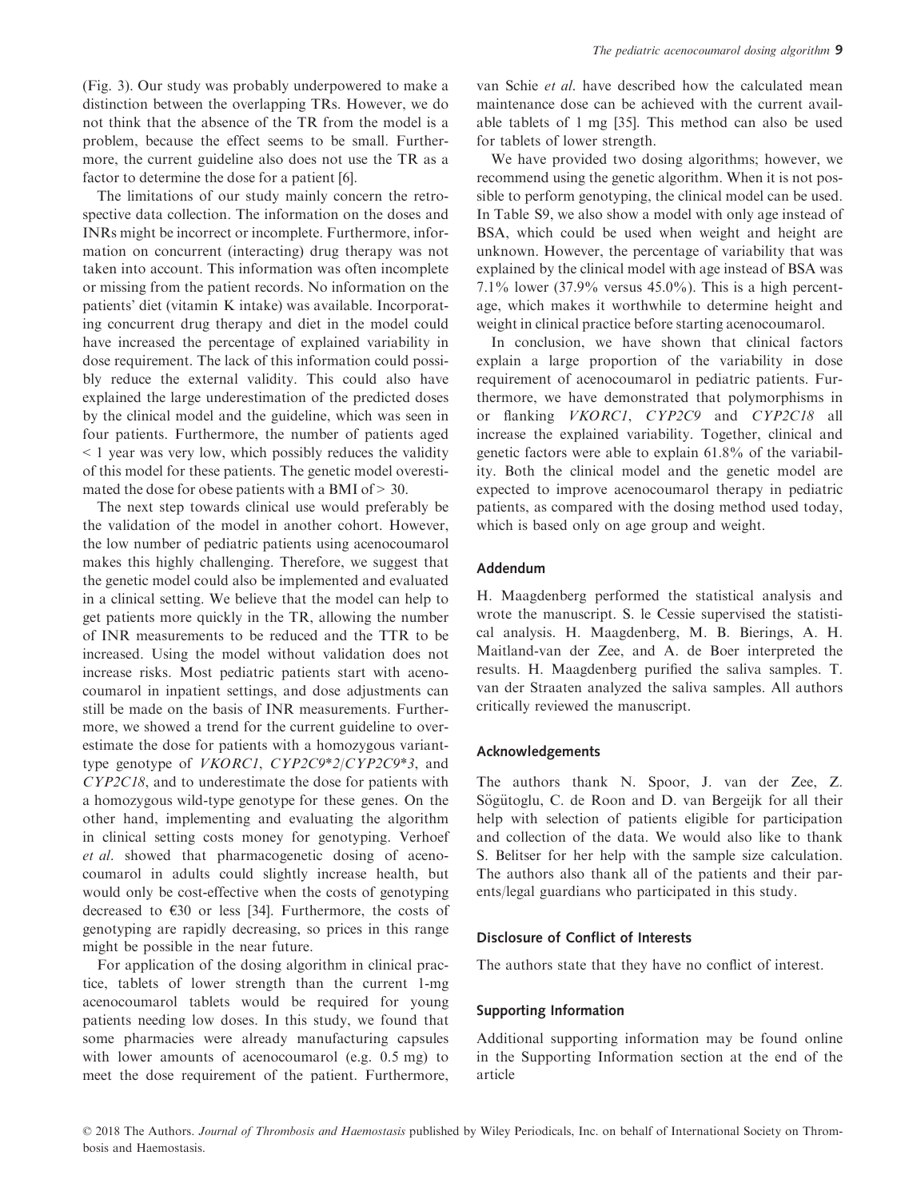(Fig. 3). Our study was probably underpowered to make a distinction between the overlapping TRs. However, we do not think that the absence of the TR from the model is a problem, because the effect seems to be small. Furthermore, the current guideline also does not use the TR as a factor to determine the dose for a patient [6].

The limitations of our study mainly concern the retrospective data collection. The information on the doses and INRs might be incorrect or incomplete. Furthermore, information on concurrent (interacting) drug therapy was not taken into account. This information was often incomplete or missing from the patient records. No information on the patients' diet (vitamin K intake) was available. Incorporating concurrent drug therapy and diet in the model could have increased the percentage of explained variability in dose requirement. The lack of this information could possibly reduce the external validity. This could also have explained the large underestimation of the predicted doses by the clinical model and the guideline, which was seen in four patients. Furthermore, the number of patients aged < 1 year was very low, which possibly reduces the validity of this model for these patients. The genetic model overestimated the dose for obese patients with a BMI of > 30.

The next step towards clinical use would preferably be the validation of the model in another cohort. However, the low number of pediatric patients using acenocoumarol makes this highly challenging. Therefore, we suggest that the genetic model could also be implemented and evaluated in a clinical setting. We believe that the model can help to get patients more quickly in the TR, allowing the number of INR measurements to be reduced and the TTR to be increased. Using the model without validation does not increase risks. Most pediatric patients start with acenocoumarol in inpatient settings, and dose adjustments can still be made on the basis of INR measurements. Furthermore, we showed a trend for the current guideline to overestimate the dose for patients with a homozygous variant-type genotype of *VKORC1*, *CYP2C9\*2*/*CYP2C9\*3*, and *CYP2C18*, and to underestimate the dose for patients with a homozygous wild-type genotype for these genes. On the other hand, implementing and evaluating the algorithm in clinical setting costs money for genotyping. Verhoef *et al*. showed that pharmacogenetic dosing of acenocoumarol in adults could slightly increase health, but would only be cost-effective when the costs of genotyping decreased to €30 or less [34]. Furthermore, the costs of genotyping are rapidly decreasing, so prices in this range might be possible in the near future.

For application of the dosing algorithm in clinical practice, tablets of lower strength than the current 1-mg acenocoumarol tablets would be required for young patients needing low doses. In this study, we found that some pharmacies were already manufacturing capsules with lower amounts of acenocoumarol (e.g. 0.5 mg) to meet the dose requirement of the patient. Furthermore, van Schie *et al*. have described how the calculated mean maintenance dose can be achieved with the current available tablets of 1 mg [35]. This method can also be used for tablets of lower strength.

We have provided two dosing algorithms; however, we recommend using the genetic algorithm. When it is not possible to perform genotyping, the clinical model can be used. In Table S9, we also show a model with only age instead of BSA, which could be used when weight and height are unknown. However, the percentage of variability that was explained by the clinical model with age instead of BSA was 7.1% lower (37.9% versus 45.0%). This is a high percentage, which makes it worthwhile to determine height and weight in clinical practice before starting acenocoumarol.

In conclusion, we have shown that clinical factors explain a large proportion of the variability in dose requirement of acenocoumarol in pediatric patients. Furthermore, we have demonstrated that polymorphisms in or flanking *VKORC1*, *CYP2C9* and *CYP2C18* all increase the explained variability. Together, clinical and genetic factors were able to explain 61.8% of the variability. Both the clinical model and the genetic model are expected to improve acenocoumarol therapy in pediatric patients, as compared with the dosing method used today, which is based only on age group and weight.

## Addendum

H. Maagdenberg performed the statistical analysis and wrote the manuscript. S. le Cessie supervised the statistical analysis. H. Maagdenberg, M. B. Bierings, A. H. Maitland-van der Zee, and A. de Boer interpreted the results. H. Maagdenberg purified the saliva samples. T. van der Straaten analyzed the saliva samples. All authors critically reviewed the manuscript.

## Acknowledgements

The authors thank N. Spoor, J. van der Zee, Z. Sögütoglu, C. de Roon and D. van Bergeijk for all their help with selection of patients eligible for participation and collection of the data. We would also like to thank S. Belitser for her help with the sample size calculation. The authors also thank all of the patients and their parents/legal guardians who participated in this study.

## Disclosure of Conflict of Interests

The authors state that they have no conflict of interest.

## Supporting Information

Additional supporting information may be found online in the Supporting Information section at the end of the article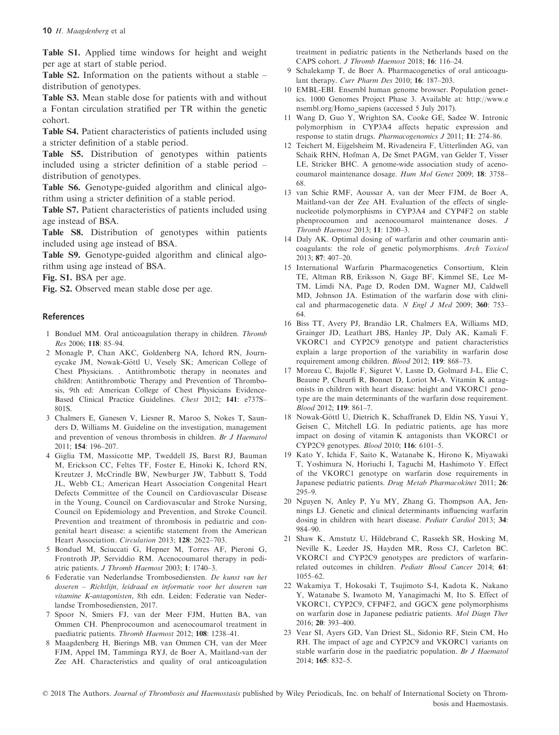**Table S1.** Applied time windows for height and weight per age at start of stable period.

**Table S2.** Information on the patients without a stable – distribution of genotypes.

**Table S3.** Mean stable dose for patients with and without a Fontan circulation stratified per TR within the genetic cohort.

**Table S4.** Patient characteristics of patients included using a stricter definition of a stable period.

**Table S5.** Distribution of genotypes within patients included using a stricter definition of a stable period – distribution of genotypes.

**Table S6.** Genotype-guided algorithm and clinical algorithm using a stricter definition of a stable period.

**Table S7.** Patient characteristics of patients included using age instead of BSA.

**Table S8.** Distribution of genotypes within patients included using age instead of BSA.

**Table S9.** Genotype-guided algorithm and clinical algorithm using age instead of BSA.

**Fig. S1.** BSA per age.

**Fig. S2.** Observed mean stable dose per age.

## References

1 Bonduel MM. Oral anticoagulation therapy in children. *Thromb Res* 2006; **118**: 85–94.

2 Monagle P, Chan AKC, Goldenberg NA, Ichord RN, Journeycake JM, Nowak-Göttl U, Vesely SK; American College of Chest Physicians. . Antithrombotic therapy in neonates and children: Antithrombotic Therapy and Prevention of Thrombosis, 9th ed: American College of Chest Physicians Evidence-Based Clinical Practice Guidelines. *Chest* 2012; **141**: e737S–801S.

3 Chalmers E, Ganesen V, Liesner R, Maroo S, Nokes T, Saunders D, Williams M. Guideline on the investigation, management and prevention of venous thrombosis in children. *Br J Haematol* 2011; **154**: 196–207.

4 Giglia TM, Massicotte MP, Tweddell JS, Barst RJ, Bauman M, Erickson CC, Feltes TF, Foster E, Hinoki K, Ichord RN, Kreutzer J, McCrindle BW, Newburger JW, Tabbutt S, Todd JL, Webb CL; American Heart Association Congenital Heart Defects Committee of the Council on Cardiovascular Disease in the Young, Council on Cardiovascular and Stroke Nursing, Council on Epidemiology and Prevention, and Stroke Council. Prevention and treatment of thrombosis in pediatric and congenital heart disease: a scientific statement from the American Heart Association. *Circulation* 2013; **128**: 2622–703.

5 Bonduel M, Sciuccati G, Hepner M, Torres AF, Pieroni G, Frontroth JP, Serviddio RM. Acenocoumarol therapy in pediatric patients. *J Thromb Haemost* 2003; **1**: 1740–3.

6 Federatie van Nederlandse Trombosediensten. *De kunst van het doseren – Richtlijn, leidraad en informatie voor het doseren van vitamine K-antagonisten*, 8th edn. Leiden: Federatie van Nederlandse Trombosediensten, 2017.

7 Spoor N, Smiers FJ, van der Meer FJM, Hutten BA, van Ommen CH. Phenprocoumon and acenocoumarol treatment in paediatric patients. *Thromb Haemost* 2012; **108**: 1238–41.

8 Maagdenberg H, Bierings MB, van Ommen CH, van der Meer FJM, Appel IM, Tamminga RYJ, de Boer A, Maitland-van der Zee AH. Characteristics and quality of oral anticoagulation treatment in pediatric patients in the Netherlands based on the CAPS cohort. *J Thromb Haemost* 2018; **16**: 116–24.

9 Schalekamp T, de Boer A. Pharmacogenetics of oral anticoagulant therapy. *Curr Pharm Des* 2010; **16**: 187–203.

10 EMBL-EBI. Ensembl human genome browser. Population genetics. 1000 Genomes Project Phase 3. Available at: http://www.ensembl.org/Homo_sapiens (accessed 5 July 2017).

11 Wang D, Guo Y, Wrighton SA, Cooke GE, Sadee W. Intronic polymorphism in CYP3A4 affects hepatic expression and response to statin drugs. *Pharmacogenomics J* 2011; **11**: 274–86.

12 Teichert M, Eijgelsheim M, Rivadeneira F, Uitterlinden AG, van Schaik RHN, Hofman A, De Smet PAGM, van Gelder T, Visser LE, Stricker BHC. A genome-wide association study of acenocoumarol maintenance dosage. *Hum Mol Genet* 2009; **18**: 3758–68.

13 van Schie RMF, Aoussar A, van der Meer FJM, de Boer A, Maitland-van der Zee AH. Evaluation of the effects of single-nucleotide polymorphisms in CYP3A4 and CYP4F2 on stable phenprocoumon and acenocoumarol maintenance doses. *J Thromb Haemost* 2013; **11**: 1200–3.

14 Daly AK. Optimal dosing of warfarin and other coumarin anticoagulants: the role of genetic polymorphisms. *Arch Toxicol* 2013; **87**: 407–20.

15 International Warfarin Pharmacogenetics Consortium, Klein TE, Altman RB, Eriksson N, Gage BF, Kimmel SE, Lee M-TM, Limdi NA, Page D, Roden DM, Wagner MJ, Caldwell MD, Johnson JA. Estimation of the warfarin dose with clinical and pharmacogenetic data. *N Engl J Med* 2009; **360**: 753–64.

16 Biss TT, Avery PJ, Brandão LR, Chalmers EA, Williams MD, Grainger JD, Leathart JBS, Hanley JP, Daly AK, Kamali F. VKORC1 and CYP2C9 genotype and patient characteristics explain a large proportion of the variability in warfarin dose requirement among children. *Blood* 2012; **119**: 868–73.

17 Moreau C, Bajolle F, Siguret V, Lasne D, Golmard J-L, Elie C, Beaune P, Cheurfi R, Bonnet D, Loriot M-A. Vitamin K antagonists in children with heart disease: height and VKORC1 genotype are the main determinants of the warfarin dose requirement. *Blood* 2012; **119**: 861–7.

18 Nowak-Göttl U, Dietrich K, Schaffranek D, Eldin NS, Yasui Y, Geisen C, Mitchell LG. In pediatric patients, age has more impact on dosing of vitamin K antagonists than VKORC1 or CYP2C9 genotypes. *Blood* 2010; **116**: 6101–5.

19 Kato Y, Ichida F, Saito K, Watanabe K, Hirono K, Miyawaki T, Yoshimura N, Horiuchi I, Taguchi M, Hashimoto Y. Effect of the VKORC1 genotype on warfarin dose requirements in Japanese pediatric patients. *Drug Metab Pharmacokinet* 2011; **26**: 295–9.

20 Nguyen N, Anley P, Yu MY, Zhang G, Thompson AA, Jennings LJ. Genetic and clinical determinants influencing warfarin dosing in children with heart disease. *Pediatr Cardiol* 2013; **34**: 984–90.

21 Shaw K, Amstutz U, Hildebrand C, Rassekh SR, Hosking M, Neville K, Leeder JS, Hayden MR, Ross CJ, Carleton BC. VKORC1 and CYP2C9 genotypes are predictors of warfarin-related outcomes in children. *Pediatr Blood Cancer* 2014; **61**: 1055–62.

22 Wakamiya T, Hokosaki T, Tsujimoto S-I, Kadota K, Nakano Y, Watanabe S, Iwamoto M, Yanagimachi M, Ito S. Effect of VKORC1, CYP2C9, CFP4F2, and GGCX gene polymorphisms on warfarin dose in Japanese pediatric patients. *Mol Diagn Ther* 2016; **20**: 393–400.

23 Vear SI, Ayers GD, Van Driest SL, Sidonio RF, Stein CM, Ho RH. The impact of age and CYP2C9 and VKORC1 variants on stable warfarin dose in the paediatric population. *Br J Haematol* 2014; **165**: 832–5.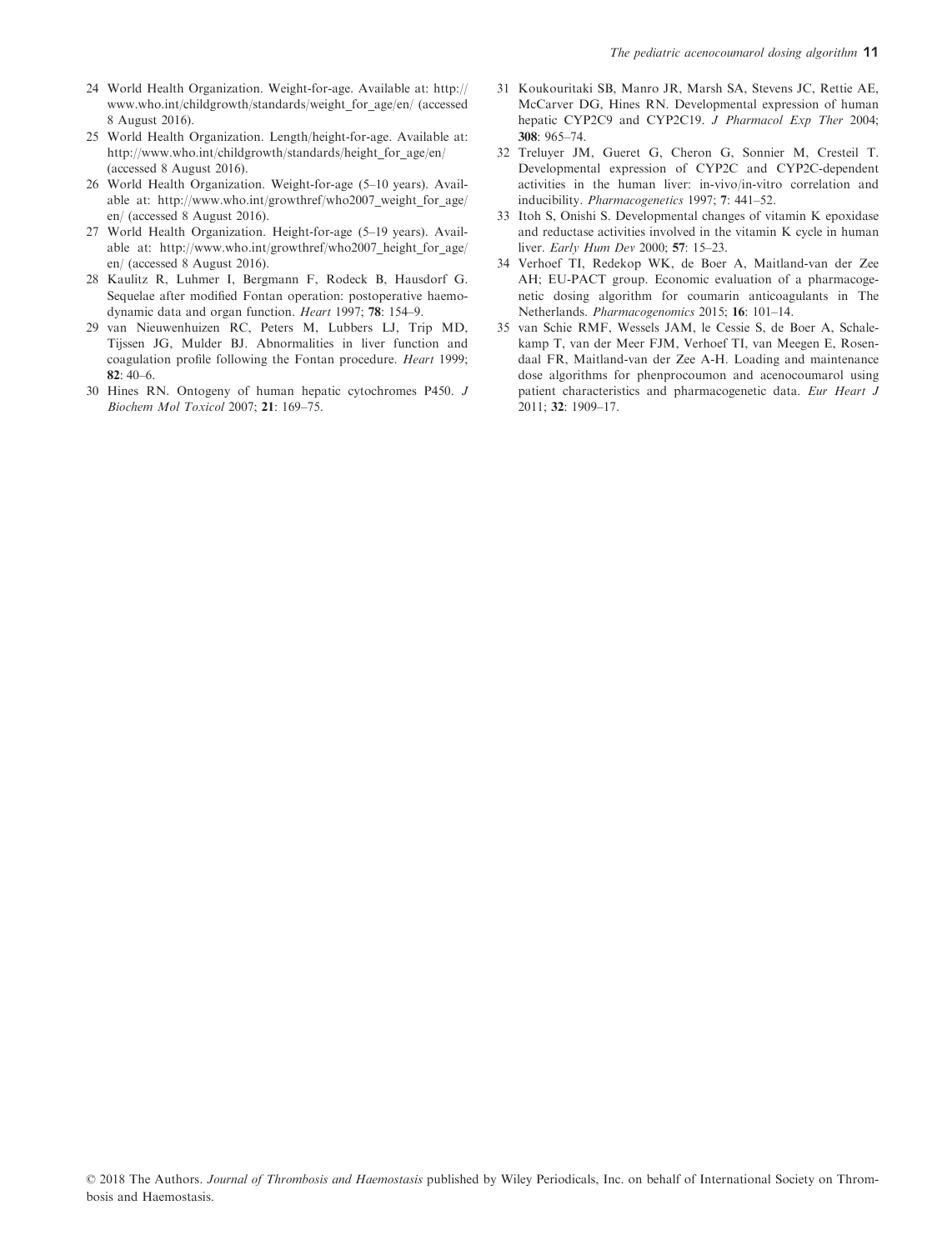24 World Health Organization. Weight-for-age. Available at: http://www.who.int/childgrowth/standards/weight_for_age/en/ (accessed 8 August 2016).

25 World Health Organization. Length/height-for-age. Available at: http://www.who.int/childgrowth/standards/height_for_age/en/ (accessed 8 August 2016).

26 World Health Organization. Weight-for-age (5–10 years). Available at: http://www.who.int/growthref/who2007_weight_for_age/en/ (accessed 8 August 2016).

27 World Health Organization. Height-for-age (5–19 years). Available at: http://www.who.int/growthref/who2007_height_for_age/en/ (accessed 8 August 2016).

28 Kaulitz R, Luhmer I, Bergmann F, Rodeck B, Hausdorf G. Sequelae after modified Fontan operation: postoperative haemodynamic data and organ function. *Heart* 1997; **78**: 154–9.

29 van Nieuwenhuizen RC, Peters M, Lubbers LJ, Trip MD, Tijssen JG, Mulder BJ. Abnormalities in liver function and coagulation profile following the Fontan procedure. *Heart* 1999; **82**: 40–6.

30 Hines RN. Ontogeny of human hepatic cytochromes P450. *J Biochem Mol Toxicol* 2007; **21**: 169–75.

31 Koukouritaki SB, Manro JR, Marsh SA, Stevens JC, Rettie AE, McCarver DG, Hines RN. Developmental expression of human hepatic CYP2C9 and CYP2C19. *J Pharmacol Exp Ther* 2004; **308**: 965–74.

32 Treluyer JM, Gueret G, Cheron G, Sonnier M, Cresteil T. Developmental expression of CYP2C and CYP2C-dependent activities in the human liver: in-vivo/in-vitro correlation and inducibility. *Pharmacogenetics* 1997; **7**: 441–52.

33 Itoh S, Onishi S. Developmental changes of vitamin K epoxidase and reductase activities involved in the vitamin K cycle in human liver. *Early Hum Dev* 2000; **57**: 15–23.

34 Verhoef TI, Redekop WK, de Boer A, Maitland-van der Zee AH; EU-PACT group. Economic evaluation of a pharmacogenetic dosing algorithm for coumarin anticoagulants in The Netherlands. *Pharmacogenomics* 2015; **16**: 101–14.

35 van Schie RMF, Wessels JAM, le Cessie S, de Boer A, Schalekamp T, van der Meer FJM, Verhoef TI, van Meegen E, Rosendaal FR, Maitland-van der Zee A-H. Loading and maintenance dose algorithms for phenprocoumon and acenocoumarol using patient characteristics and pharmacogenetic data. *Eur Heart J* 2011; **32**: 1909–17.